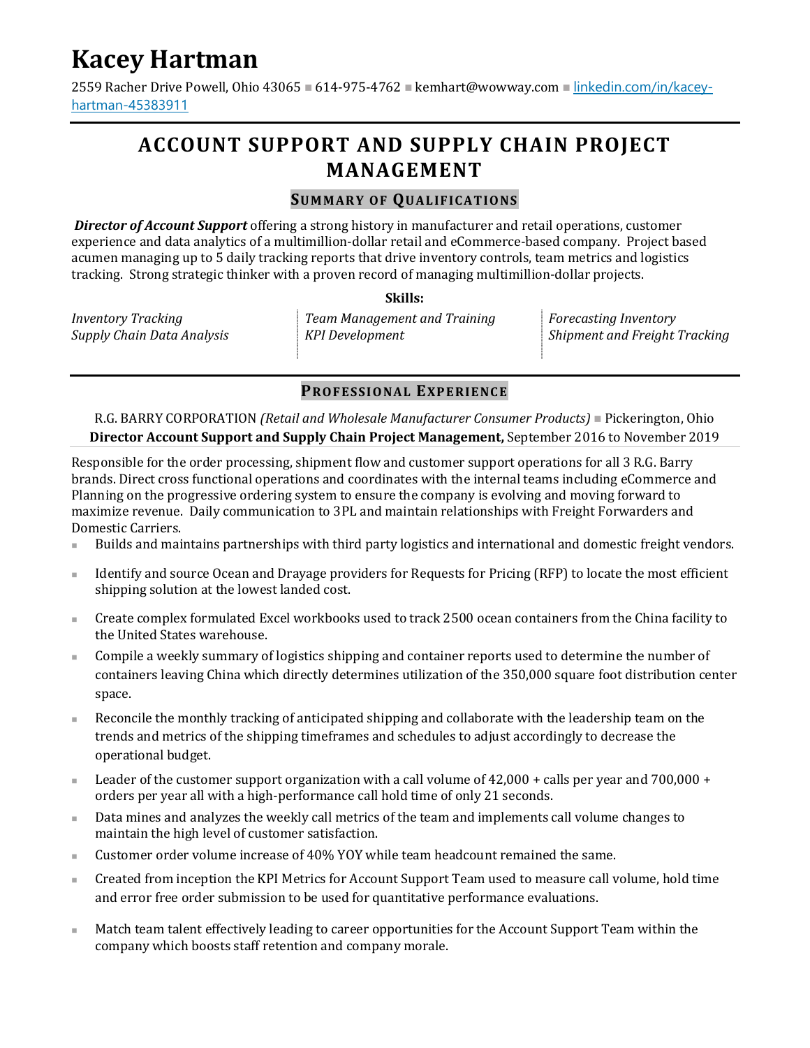# Kacey Hartman

2559 Racher Drive Powell, Ohio 43065 ■ 614-975-4762 ■ kemhart@wowway.com ■ [linkedin.com/in/kacey-hartman-45383911](linkedin.com/in/kacey-hartman-45383911)

## ACCOUNT SUPPORT AND SUPPLY CHAIN PROJECT MANAGEMENT

### SUMMARY OF QUALIFICATIONS

***Director of Account Support*** offering a strong history in manufacturer and retail operations, customer experience and data analytics of a multimillion-dollar retail and eCommerce-based company. Project based acumen managing up to 5 daily tracking reports that drive inventory controls, team metrics and logistics tracking. Strong strategic thinker with a proven record of managing multimillion-dollar projects.

**Skills:**

*Inventory Tracking*
*Supply Chain Data Analysis*
*Team Management and Training*
*KPI Development*
*Forecasting Inventory*
*Shipment and Freight Tracking*

### PROFESSIONAL EXPERIENCE

R.G. BARRY CORPORATION *(Retail and Wholesale Manufacturer Consumer Products)* ■ Pickerington, Ohio
**Director Account Support and Supply Chain Project Management,** September 2016 to November 2019

Responsible for the order processing, shipment flow and customer support operations for all 3 R.G. Barry brands. Direct cross functional operations and coordinates with the internal teams including eCommerce and Planning on the progressive ordering system to ensure the company is evolving and moving forward to maximize revenue. Daily communication to 3PL and maintain relationships with Freight Forwarders and Domestic Carriers.

- Builds and maintains partnerships with third party logistics and international and domestic freight vendors.
- Identify and source Ocean and Drayage providers for Requests for Pricing (RFP) to locate the most efficient shipping solution at the lowest landed cost.
- Create complex formulated Excel workbooks used to track 2500 ocean containers from the China facility to the United States warehouse.
- Compile a weekly summary of logistics shipping and container reports used to determine the number of containers leaving China which directly determines utilization of the 350,000 square foot distribution center space.
- Reconcile the monthly tracking of anticipated shipping and collaborate with the leadership team on the trends and metrics of the shipping timeframes and schedules to adjust accordingly to decrease the operational budget.
- Leader of the customer support organization with a call volume of 42,000 + calls per year and 700,000 + orders per year all with a high-performance call hold time of only 21 seconds.
- Data mines and analyzes the weekly call metrics of the team and implements call volume changes to maintain the high level of customer satisfaction.
- Customer order volume increase of 40% YOY while team headcount remained the same.
- Created from inception the KPI Metrics for Account Support Team used to measure call volume, hold time and error free order submission to be used for quantitative performance evaluations.
- Match team talent effectively leading to career opportunities for the Account Support Team within the company which boosts staff retention and company morale.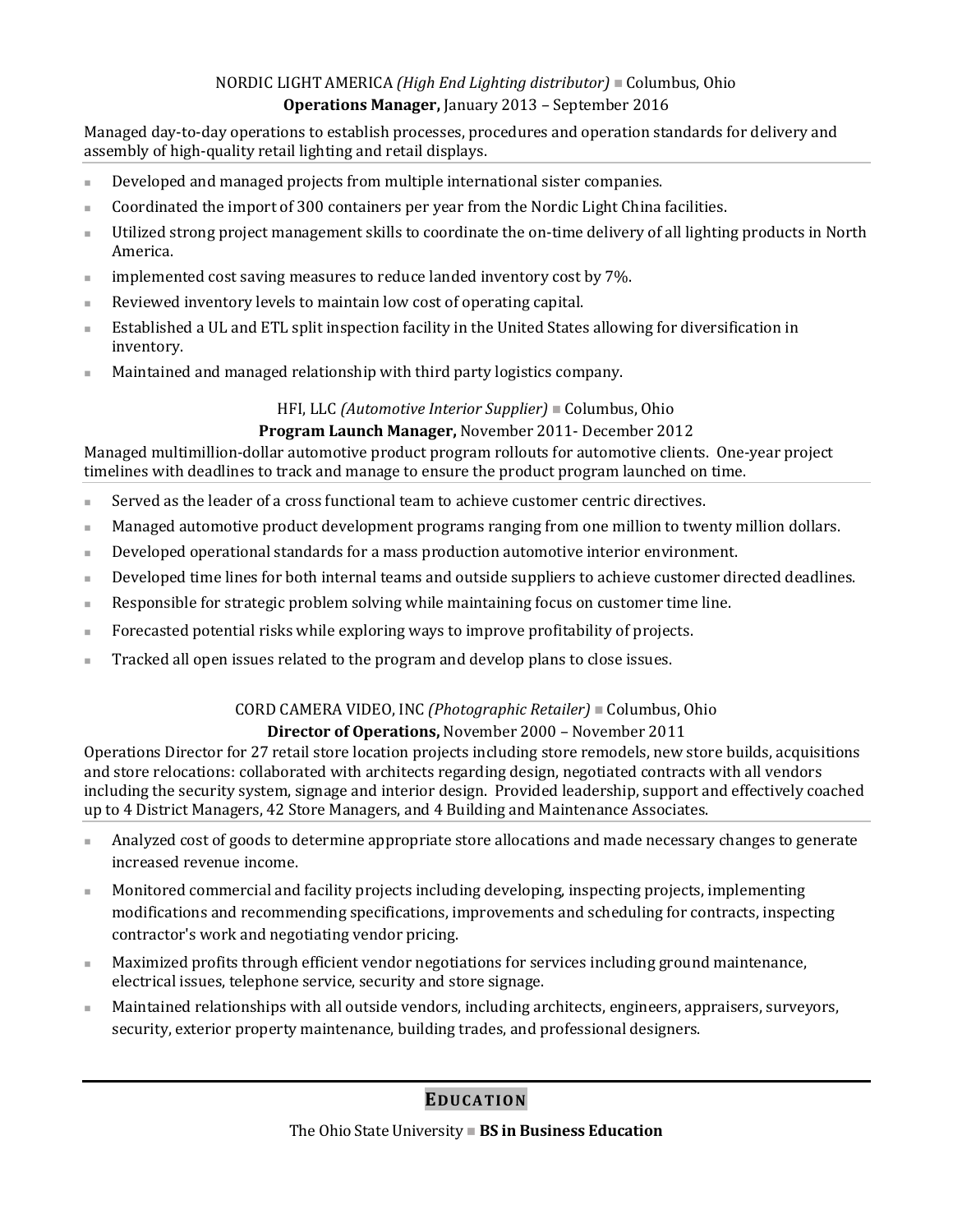NORDIC LIGHT AMERICA *(High End Lighting distributor)* ■ Columbus, Ohio
**Operations Manager,** January 2013 – September 2016

Managed day-to-day operations to establish processes, procedures and operation standards for delivery and assembly of high-quality retail lighting and retail displays.

- Developed and managed projects from multiple international sister companies.
- Coordinated the import of 300 containers per year from the Nordic Light China facilities.
- Utilized strong project management skills to coordinate the on-time delivery of all lighting products in North America.
- implemented cost saving measures to reduce landed inventory cost by 7%.
- Reviewed inventory levels to maintain low cost of operating capital.
- Established a UL and ETL split inspection facility in the United States allowing for diversification in inventory.
- Maintained and managed relationship with third party logistics company.

HFI, LLC *(Automotive Interior Supplier)* ■ Columbus, Ohio
**Program Launch Manager,** November 2011- December 2012

Managed multimillion-dollar automotive product program rollouts for automotive clients. One-year project timelines with deadlines to track and manage to ensure the product program launched on time.

- Served as the leader of a cross functional team to achieve customer centric directives.
- Managed automotive product development programs ranging from one million to twenty million dollars.
- Developed operational standards for a mass production automotive interior environment.
- Developed time lines for both internal teams and outside suppliers to achieve customer directed deadlines.
- Responsible for strategic problem solving while maintaining focus on customer time line.
- Forecasted potential risks while exploring ways to improve profitability of projects.
- Tracked all open issues related to the program and develop plans to close issues.

CORD CAMERA VIDEO, INC *(Photographic Retailer)* ■ Columbus, Ohio
**Director of Operations,** November 2000 – November 2011

Operations Director for 27 retail store location projects including store remodels, new store builds, acquisitions and store relocations: collaborated with architects regarding design, negotiated contracts with all vendors including the security system, signage and interior design. Provided leadership, support and effectively coached up to 4 District Managers, 42 Store Managers, and 4 Building and Maintenance Associates.

- Analyzed cost of goods to determine appropriate store allocations and made necessary changes to generate increased revenue income.
- Monitored commercial and facility projects including developing, inspecting projects, implementing modifications and recommending specifications, improvements and scheduling for contracts, inspecting contractor's work and negotiating vendor pricing.
- Maximized profits through efficient vendor negotiations for services including ground maintenance, electrical issues, telephone service, security and store signage.
- Maintained relationships with all outside vendors, including architects, engineers, appraisers, surveyors, security, exterior property maintenance, building trades, and professional designers.

## EDUCATION

The Ohio State University ■ **BS in Business Education**